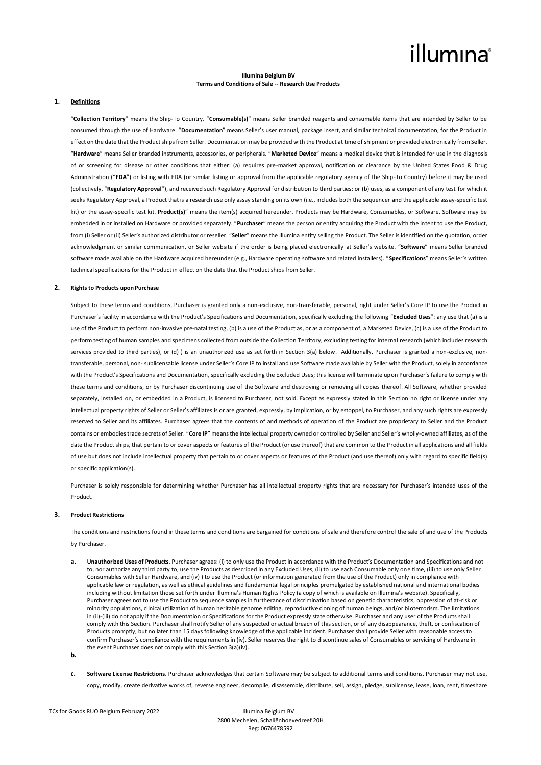**Illumina Belgium BV**
**Terms and Conditions of Sale -- Research Use Products**

## 1. Definitions

"**Collection Territory**" means the Ship-To Country. "**Consumable(s)**" means Seller branded reagents and consumable items that are intended by Seller to be consumed through the use of Hardware. "**Documentation**" means Seller's user manual, package insert, and similar technical documentation, for the Product in effect on the date that the Product ships from Seller. Documentation may be provided with the Product at time of shipment or provided electronically from Seller. "**Hardware**" means Seller branded instruments, accessories, or peripherals. "**Marketed Device**" means a medical device that is intended for use in the diagnosis of or screening for disease or other conditions that either: (a) requires pre-market approval, notification or clearance by the United States Food & Drug Administration ("**FDA**") or listing with FDA (or similar listing or approval from the applicable regulatory agency of the Ship-To Country) before it may be used (collectively, "**Regulatory Approval**"), and received such Regulatory Approval for distribution to third parties; or (b) uses, as a component of any test for which it seeks Regulatory Approval, a Product that is a research use only assay standing on its own (i.e., includes both the sequencer and the applicable assay-specific test kit) or the assay-specific test kit. **Product(s)**" means the item(s) acquired hereunder. Products may be Hardware, Consumables, or Software. Software may be embedded in or installed on Hardware or provided separately. "**Purchaser**" means the person or entity acquiring the Product with the intent to use the Product, from (i) Seller or (ii) Seller's authorized distributor or reseller. "**Seller**" means the Illumina entity selling the Product. The Seller is identified on the quotation, order acknowledgment or similar communication, or Seller website if the order is being placed electronically at Seller's website. "**Software**" means Seller branded software made available on the Hardware acquired hereunder (e.g., Hardware operating software and related installers). "**Specifications**" means Seller's written technical specifications for the Product in effect on the date that the Product ships from Seller.

## 2. Rights to Products upon Purchase

Subject to these terms and conditions, Purchaser is granted only a non-exclusive, non-transferable, personal, right under Seller's Core IP to use the Product in Purchaser's facility in accordance with the Product's Specifications and Documentation, specifically excluding the following "**Excluded Uses**": any use that (a) is a use of the Product to perform non-invasive pre-natal testing, (b) is a use of the Product as, or as a component of, a Marketed Device, (c) is a use of the Product to perform testing of human samples and specimens collected from outside the Collection Territory, excluding testing for internal research (which includes research services provided to third parties), or (d) ) is an unauthorized use as set forth in Section 3(a) below. Additionally, Purchaser is granted a non-exclusive, non-transferable, personal, non- sublicensable license under Seller's Core IP to install and use Software made available by Seller with the Product, solely in accordance with the Product's Specifications and Documentation, specifically excluding the Excluded Uses; this license will terminate upon Purchaser's failure to comply with these terms and conditions, or by Purchaser discontinuing use of the Software and destroying or removing all copies thereof. All Software, whether provided separately, installed on, or embedded in a Product, is licensed to Purchaser, not sold. Except as expressly stated in this Section no right or license under any intellectual property rights of Seller or Seller's affiliates is or are granted, expressly, by implication, or by estoppel, to Purchaser, and any such rights are expressly reserved to Seller and its affiliates. Purchaser agrees that the contents of and methods of operation of the Product are proprietary to Seller and the Product contains or embodies trade secrets of Seller. "**Core IP**" means the intellectual property owned or controlled by Seller and Seller's wholly-owned affiliates, as of the date the Product ships, that pertain to or cover aspects or features of the Product (or use thereof) that are common to the Product in all applications and all fields of use but does not include intellectual property that pertain to or cover aspects or features of the Product (and use thereof) only with regard to specific field(s) or specific application(s).

Purchaser is solely responsible for determining whether Purchaser has all intellectual property rights that are necessary for Purchaser's intended uses of the Product.

## 3. Product Restrictions

The conditions and restrictions found in these terms and conditions are bargained for conditions of sale and therefore control the sale of and use of the Products by Purchaser.

a. **Unauthorized Uses of Products**. Purchaser agrees: (i) to only use the Product in accordance with the Product's Documentation and Specifications and not to, nor authorize any third party to, use the Products as described in any Excluded Uses, (ii) to use each Consumable only one time, (iii) to use only Seller Consumables with Seller Hardware, and (iv) ) to use the Product (or information generated from the use of the Product) only in compliance with applicable law or regulation, as well as ethical guidelines and fundamental legal principles promulgated by established national and international bodies including without limitation those set forth under Illumina's Human Rights Policy (a copy of which is available on Illumina's website). Specifically, Purchaser agrees not to use the Product to sequence samples in furtherance of discrimination based on genetic characteristics, oppression of at-risk or minority populations, clinical utilization of human heritable genome editing, reproductive cloning of human beings, and/or bioterrorism. The limitations in (ii)-(iii) do not apply if the Documentation or Specifications for the Product expressly state otherwise. Purchaser and any user of the Products shall comply with this Section. Purchaser shall notify Seller of any suspected or actual breach of this section, or of any disappearance, theft, or confiscation of Products promptly, but no later than 15 days following knowledge of the applicable incident. Purchaser shall provide Seller with reasonable access to confirm Purchaser's compliance with the requirements in (iv). Seller reserves the right to discontinue sales of Consumables or servicing of Hardware in the event Purchaser does not comply with this Section 3(a)(iv).

b.

c. **Software License Restrictions**. Purchaser acknowledges that certain Software may be subject to additional terms and conditions. Purchaser may not use, copy, modify, create derivative works of, reverse engineer, decompile, disassemble, distribute, sell, assign, pledge, sublicense, lease, loan, rent, timeshare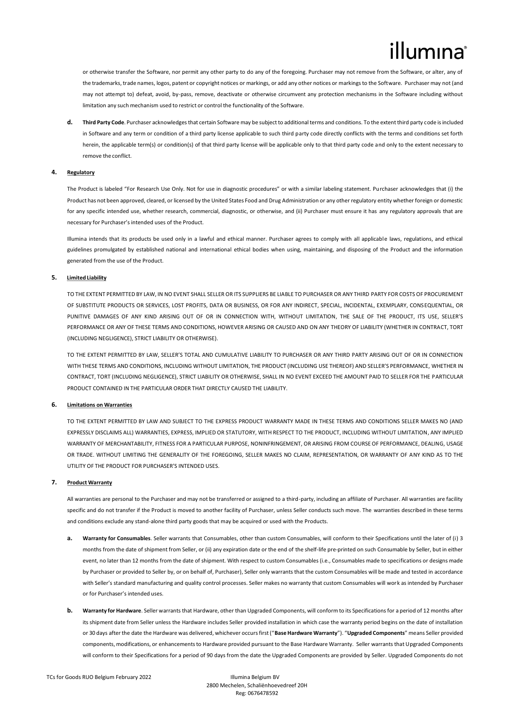or otherwise transfer the Software, nor permit any other party to do any of the foregoing. Purchaser may not remove from the Software, or alter, any of the trademarks, trade names, logos, patent or copyright notices or markings, or add any other notices or markings to the Software. Purchaser may not (and may not attempt to) defeat, avoid, by-pass, remove, deactivate or otherwise circumvent any protection mechanisms in the Software including without limitation any such mechanism used to restrict or control the functionality of the Software.

**d. Third Party Code**. Purchaser acknowledges that certain Software may be subject to additional terms and conditions. To the extent third party code is included in Software and any term or condition of a third party license applicable to such third party code directly conflicts with the terms and conditions set forth herein, the applicable term(s) or condition(s) of that third party license will be applicable only to that third party code and only to the extent necessary to remove the conflict.

## 4. Regulatory

The Product is labeled "For Research Use Only. Not for use in diagnostic procedures" or with a similar labeling statement. Purchaser acknowledges that (i) the Product has not been approved, cleared, or licensed by the United States Food and Drug Administration or any other regulatory entity whether foreign or domestic for any specific intended use, whether research, commercial, diagnostic, or otherwise, and (ii) Purchaser must ensure it has any regulatory approvals that are necessary for Purchaser's intended uses of the Product.

Illumina intends that its products be used only in a lawful and ethical manner. Purchaser agrees to comply with all applicable laws, regulations, and ethical guidelines promulgated by established national and international ethical bodies when using, maintaining, and disposing of the Product and the information generated from the use of the Product.

## 5. Limited Liability

TO THE EXTENT PERMITTED BY LAW, IN NO EVENT SHALL SELLER OR ITS SUPPLIERS BE LIABLE TO PURCHASER OR ANY THIRD PARTY FOR COSTS OF PROCUREMENT OF SUBSTITUTE PRODUCTS OR SERVICES, LOST PROFITS, DATA OR BUSINESS, OR FOR ANY INDIRECT, SPECIAL, INCIDENTAL, EXEMPLARY, CONSEQUENTIAL, OR PUNITIVE DAMAGES OF ANY KIND ARISING OUT OF OR IN CONNECTION WITH, WITHOUT LIMITATION, THE SALE OF THE PRODUCT, ITS USE, SELLER'S PERFORMANCE OR ANY OF THESE TERMS AND CONDITIONS, HOWEVER ARISING OR CAUSED AND ON ANY THEORY OF LIABILITY (WHETHER IN CONTRACT, TORT (INCLUDING NEGLIGENCE), STRICT LIABILITY OR OTHERWISE).

TO THE EXTENT PERMITTED BY LAW, SELLER'S TOTAL AND CUMULATIVE LIABILITY TO PURCHASER OR ANY THIRD PARTY ARISING OUT OF OR IN CONNECTION WITH THESE TERMS AND CONDITIONS, INCLUDING WITHOUT LIMITATION, THE PRODUCT (INCLUDING USE THEREOF) AND SELLER'S PERFORMANCE, WHETHER IN CONTRACT, TORT (INCLUDING NEGLIGENCE), STRICT LIABILITY OR OTHERWISE, SHALL IN NO EVENT EXCEED THE AMOUNT PAID TO SELLER FOR THE PARTICULAR PRODUCT CONTAINED IN THE PARTICULAR ORDER THAT DIRECTLY CAUSED THE LIABILITY.

## 6. Limitations on Warranties

TO THE EXTENT PERMITTED BY LAW AND SUBJECT TO THE EXPRESS PRODUCT WARRANTY MADE IN THESE TERMS AND CONDITIONS SELLER MAKES NO (AND EXPRESSLY DISCLAIMS ALL) WARRANTIES, EXPRESS, IMPLIED OR STATUTORY, WITH RESPECT TO THE PRODUCT, INCLUDING WITHOUT LIMITATION, ANY IMPLIED WARRANTY OF MERCHANTABILITY, FITNESS FOR A PARTICULAR PURPOSE, NONINFRINGEMENT, OR ARISING FROM COURSE OF PERFORMANCE, DEALING, USAGE OR TRADE. WITHOUT LIMITING THE GENERALITY OF THE FOREGOING, SELLER MAKES NO CLAIM, REPRESENTATION, OR WARRANTY OF ANY KIND AS TO THE UTILITY OF THE PRODUCT FOR PURCHASER'S INTENDED USES.

## 7. Product Warranty

All warranties are personal to the Purchaser and may not be transferred or assigned to a third-party, including an affiliate of Purchaser. All warranties are facility specific and do not transfer if the Product is moved to another facility of Purchaser, unless Seller conducts such move. The warranties described in these terms and conditions exclude any stand-alone third party goods that may be acquired or used with the Products.

**a. Warranty for Consumables**. Seller warrants that Consumables, other than custom Consumables, will conform to their Specifications until the later of (i) 3 months from the date of shipment from Seller, or (ii) any expiration date or the end of the shelf-life pre-printed on such Consumable by Seller, but in either event, no later than 12 months from the date of shipment. With respect to custom Consumables (i.e., Consumables made to specifications or designs made by Purchaser or provided to Seller by, or on behalf of, Purchaser), Seller only warrants that the custom Consumables will be made and tested in accordance with Seller's standard manufacturing and quality control processes. Seller makes no warranty that custom Consumables will work as intended by Purchaser or for Purchaser's intended uses.

**b. Warranty for Hardware**. Seller warrants that Hardware, other than Upgraded Components, will conform to its Specifications for a period of 12 months after its shipment date from Seller unless the Hardware includes Seller provided installation in which case the warranty period begins on the date of installation or 30 days after the date the Hardware was delivered, whichever occurs first ("**Base Hardware Warranty**"). "**Upgraded Components**" means Seller provided components, modifications, or enhancements to Hardware provided pursuant to the Base Hardware Warranty. Seller warrants that Upgraded Components will conform to their Specifications for a period of 90 days from the date the Upgraded Components are provided by Seller. Upgraded Components do not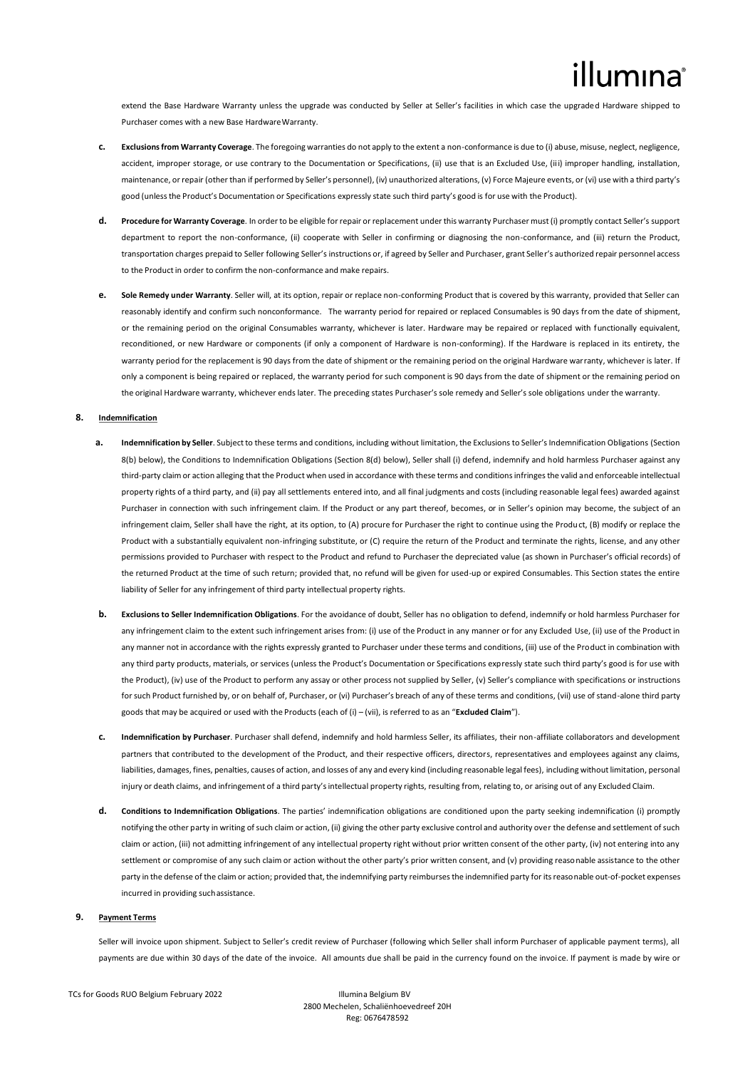extend the Base Hardware Warranty unless the upgrade was conducted by Seller at Seller's facilities in which case the upgraded Hardware shipped to Purchaser comes with a new Base Hardware Warranty.

c. **Exclusions from Warranty Coverage**. The foregoing warranties do not apply to the extent a non-conformance is due to (i) abuse, misuse, neglect, negligence, accident, improper storage, or use contrary to the Documentation or Specifications, (ii) use that is an Excluded Use, (iii) improper handling, installation, maintenance, or repair (other than if performed by Seller's personnel), (iv) unauthorized alterations, (v) Force Majeure events, or (vi) use with a third party's good (unless the Product's Documentation or Specifications expressly state such third party's good is for use with the Product).

d. **Procedure for Warranty Coverage**. In order to be eligible for repair or replacement under this warranty Purchaser must (i) promptly contact Seller's support department to report the non-conformance, (ii) cooperate with Seller in confirming or diagnosing the non-conformance, and (iii) return the Product, transportation charges prepaid to Seller following Seller's instructions or, if agreed by Seller and Purchaser, grant Seller's authorized repair personnel access to the Product in order to confirm the non-conformance and make repairs.

e. **Sole Remedy under Warranty**. Seller will, at its option, repair or replace non-conforming Product that is covered by this warranty, provided that Seller can reasonably identify and confirm such nonconformance. The warranty period for repaired or replaced Consumables is 90 days from the date of shipment, or the remaining period on the original Consumables warranty, whichever is later. Hardware may be repaired or replaced with functionally equivalent, reconditioned, or new Hardware or components (if only a component of Hardware is non-conforming). If the Hardware is replaced in its entirety, the warranty period for the replacement is 90 days from the date of shipment or the remaining period on the original Hardware warranty, whichever is later. If only a component is being repaired or replaced, the warranty period for such component is 90 days from the date of shipment or the remaining period on the original Hardware warranty, whichever ends later. The preceding states Purchaser's sole remedy and Seller's sole obligations under the warranty.

## 8. Indemnification

a. **Indemnification by Seller**. Subject to these terms and conditions, including without limitation, the Exclusions to Seller's Indemnification Obligations (Section 8(b) below), the Conditions to Indemnification Obligations (Section 8(d) below), Seller shall (i) defend, indemnify and hold harmless Purchaser against any third-party claim or action alleging that the Product when used in accordance with these terms and conditions infringes the valid and enforceable intellectual property rights of a third party, and (ii) pay all settlements entered into, and all final judgments and costs (including reasonable legal fees) awarded against Purchaser in connection with such infringement claim. If the Product or any part thereof, becomes, or in Seller's opinion may become, the subject of an infringement claim, Seller shall have the right, at its option, to (A) procure for Purchaser the right to continue using the Product, (B) modify or replace the Product with a substantially equivalent non-infringing substitute, or (C) require the return of the Product and terminate the rights, license, and any other permissions provided to Purchaser with respect to the Product and refund to Purchaser the depreciated value (as shown in Purchaser's official records) of the returned Product at the time of such return; provided that, no refund will be given for used-up or expired Consumables. This Section states the entire liability of Seller for any infringement of third party intellectual property rights.

b. **Exclusions to Seller Indemnification Obligations**. For the avoidance of doubt, Seller has no obligation to defend, indemnify or hold harmless Purchaser for any infringement claim to the extent such infringement arises from: (i) use of the Product in any manner or for any Excluded Use, (ii) use of the Product in any manner not in accordance with the rights expressly granted to Purchaser under these terms and conditions, (iii) use of the Product in combination with any third party products, materials, or services (unless the Product's Documentation or Specifications expressly state such third party's good is for use with the Product), (iv) use of the Product to perform any assay or other process not supplied by Seller, (v) Seller's compliance with specifications or instructions for such Product furnished by, or on behalf of, Purchaser, or (vi) Purchaser's breach of any of these terms and conditions, (vii) use of stand-alone third party goods that may be acquired or used with the Products (each of (i) – (vii), is referred to as an "**Excluded Claim**").

c. **Indemnification by Purchaser**. Purchaser shall defend, indemnify and hold harmless Seller, its affiliates, their non-affiliate collaborators and development partners that contributed to the development of the Product, and their respective officers, directors, representatives and employees against any claims, liabilities, damages, fines, penalties, causes of action, and losses of any and every kind (including reasonable legal fees), including without limitation, personal injury or death claims, and infringement of a third party's intellectual property rights, resulting from, relating to, or arising out of any Excluded Claim.

d. **Conditions to Indemnification Obligations**. The parties' indemnification obligations are conditioned upon the party seeking indemnification (i) promptly notifying the other party in writing of such claim or action, (ii) giving the other party exclusive control and authority over the defense and settlement of such claim or action, (iii) not admitting infringement of any intellectual property right without prior written consent of the other party, (iv) not entering into any settlement or compromise of any such claim or action without the other party's prior written consent, and (v) providing reasonable assistance to the other party in the defense of the claim or action; provided that, the indemnifying party reimburses the indemnified party for its reasonable out-of-pocket expenses incurred in providing such assistance.

## 9. Payment Terms

Seller will invoice upon shipment. Subject to Seller's credit review of Purchaser (following which Seller shall inform Purchaser of applicable payment terms), all payments are due within 30 days of the date of the invoice. All amounts due shall be paid in the currency found on the invoice. If payment is made by wire or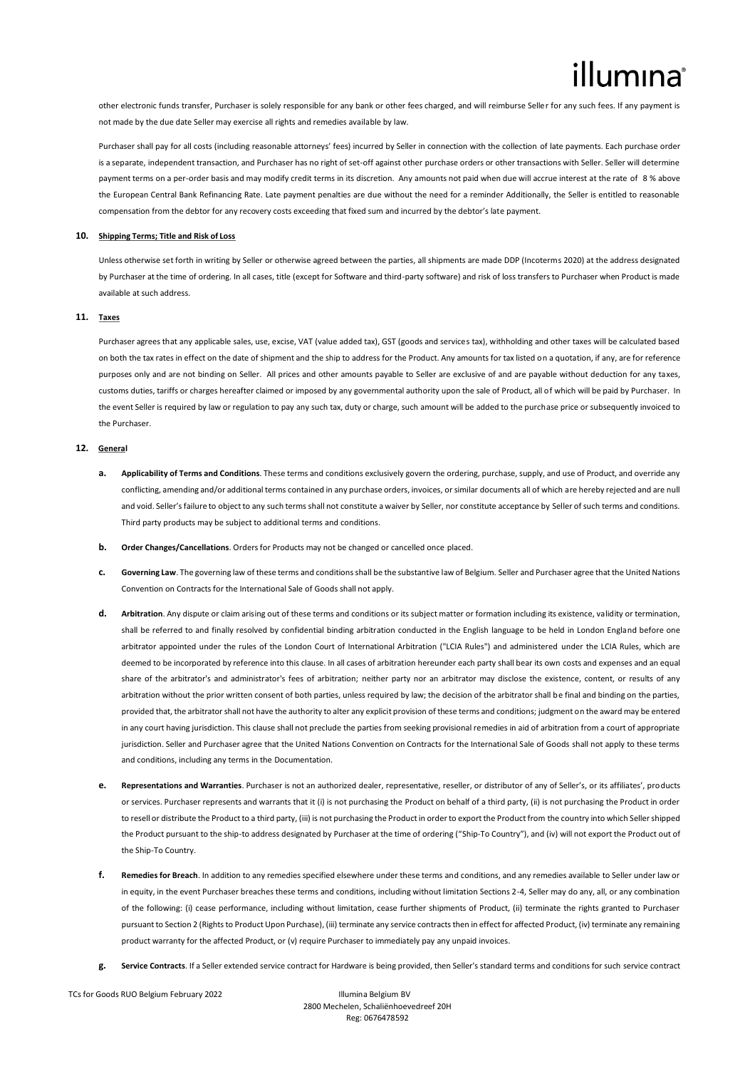other electronic funds transfer, Purchaser is solely responsible for any bank or other fees charged, and will reimburse Seller for any such fees. If any payment is not made by the due date Seller may exercise all rights and remedies available by law.

Purchaser shall pay for all costs (including reasonable attorneys' fees) incurred by Seller in connection with the collection of late payments. Each purchase order is a separate, independent transaction, and Purchaser has no right of set-off against other purchase orders or other transactions with Seller. Seller will determine payment terms on a per-order basis and may modify credit terms in its discretion. Any amounts not paid when due will accrue interest at the rate of 8 % above the European Central Bank Refinancing Rate. Late payment penalties are due without the need for a reminder Additionally, the Seller is entitled to reasonable compensation from the debtor for any recovery costs exceeding that fixed sum and incurred by the debtor's late payment.

**10. Shipping Terms; Title and Risk of Loss**

Unless otherwise set forth in writing by Seller or otherwise agreed between the parties, all shipments are made DDP (Incoterms 2020) at the address designated by Purchaser at the time of ordering. In all cases, title (except for Software and third-party software) and risk of loss transfers to Purchaser when Product is made available at such address.

**11. Taxes**

Purchaser agrees that any applicable sales, use, excise, VAT (value added tax), GST (goods and services tax), withholding and other taxes will be calculated based on both the tax rates in effect on the date of shipment and the ship to address for the Product. Any amounts for tax listed on a quotation, if any, are for reference purposes only and are not binding on Seller. All prices and other amounts payable to Seller are exclusive of and are payable without deduction for any taxes, customs duties, tariffs or charges hereafter claimed or imposed by any governmental authority upon the sale of Product, all of which will be paid by Purchaser. In the event Seller is required by law or regulation to pay any such tax, duty or charge, such amount will be added to the purchase price or subsequently invoiced to the Purchaser.

**12. General**

**a. Applicability of Terms and Conditions**. These terms and conditions exclusively govern the ordering, purchase, supply, and use of Product, and override any conflicting, amending and/or additional terms contained in any purchase orders, invoices, or similar documents all of which are hereby rejected and are null and void. Seller's failure to object to any such terms shall not constitute a waiver by Seller, nor constitute acceptance by Seller of such terms and conditions. Third party products may be subject to additional terms and conditions.

**b. Order Changes/Cancellations**. Orders for Products may not be changed or cancelled once placed.

**c. Governing Law**. The governing law of these terms and conditions shall be the substantive law of Belgium. Seller and Purchaser agree that the United Nations Convention on Contracts for the International Sale of Goods shall not apply.

**d. Arbitration**. Any dispute or claim arising out of these terms and conditions or its subject matter or formation including its existence, validity or termination, shall be referred to and finally resolved by confidential binding arbitration conducted in the English language to be held in London England before one arbitrator appointed under the rules of the London Court of International Arbitration ("LCIA Rules") and administered under the LCIA Rules, which are deemed to be incorporated by reference into this clause. In all cases of arbitration hereunder each party shall bear its own costs and expenses and an equal share of the arbitrator's and administrator's fees of arbitration; neither party nor an arbitrator may disclose the existence, content, or results of any arbitration without the prior written consent of both parties, unless required by law; the decision of the arbitrator shall be final and binding on the parties, provided that, the arbitrator shall not have the authority to alter any explicit provision of these terms and conditions; judgment on the award may be entered in any court having jurisdiction. This clause shall not preclude the parties from seeking provisional remedies in aid of arbitration from a court of appropriate jurisdiction. Seller and Purchaser agree that the United Nations Convention on Contracts for the International Sale of Goods shall not apply to these terms and conditions, including any terms in the Documentation.

**e. Representations and Warranties**. Purchaser is not an authorized dealer, representative, reseller, or distributor of any of Seller's, or its affiliates', products or services. Purchaser represents and warrants that it (i) is not purchasing the Product on behalf of a third party, (ii) is not purchasing the Product in order to resell or distribute the Product to a third party, (iii) is not purchasing the Product in order to export the Product from the country into which Seller shipped the Product pursuant to the ship-to address designated by Purchaser at the time of ordering ("Ship-To Country"), and (iv) will not export the Product out of the Ship-To Country.

**f. Remedies for Breach**. In addition to any remedies specified elsewhere under these terms and conditions, and any remedies available to Seller under law or in equity, in the event Purchaser breaches these terms and conditions, including without limitation Sections 2-4, Seller may do any, all, or any combination of the following: (i) cease performance, including without limitation, cease further shipments of Product, (ii) terminate the rights granted to Purchaser pursuant to Section 2 (Rights to Product Upon Purchase), (iii) terminate any service contracts then in effect for affected Product, (iv) terminate any remaining product warranty for the affected Product, or (v) require Purchaser to immediately pay any unpaid invoices.

**g. Service Contracts**. If a Seller extended service contract for Hardware is being provided, then Seller's standard terms and conditions for such service contract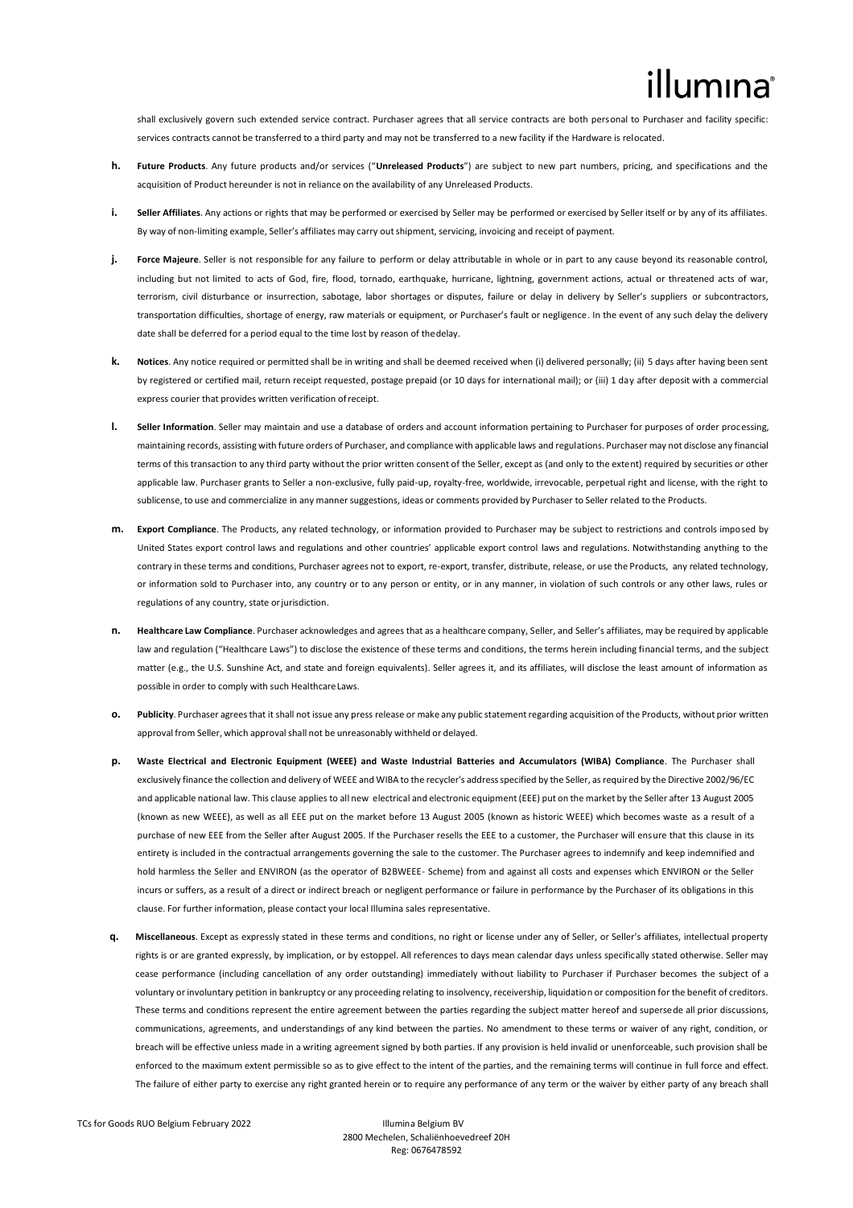shall exclusively govern such extended service contract. Purchaser agrees that all service contracts are both personal to Purchaser and facility specific: services contracts cannot be transferred to a third party and may not be transferred to a new facility if the Hardware is relocated.

**h. Future Products**. Any future products and/or services ("**Unreleased Products**") are subject to new part numbers, pricing, and specifications and the acquisition of Product hereunder is not in reliance on the availability of any Unreleased Products.

**i. Seller Affiliates**. Any actions or rights that may be performed or exercised by Seller may be performed or exercised by Seller itself or by any of its affiliates. By way of non-limiting example, Seller's affiliates may carry out shipment, servicing, invoicing and receipt of payment.

**j. Force Majeure**. Seller is not responsible for any failure to perform or delay attributable in whole or in part to any cause beyond its reasonable control, including but not limited to acts of God, fire, flood, tornado, earthquake, hurricane, lightning, government actions, actual or threatened acts of war, terrorism, civil disturbance or insurrection, sabotage, labor shortages or disputes, failure or delay in delivery by Seller's suppliers or subcontractors, transportation difficulties, shortage of energy, raw materials or equipment, or Purchaser's fault or negligence. In the event of any such delay the delivery date shall be deferred for a period equal to the time lost by reason of the delay.

**k. Notices**. Any notice required or permitted shall be in writing and shall be deemed received when (i) delivered personally; (ii) 5 days after having been sent by registered or certified mail, return receipt requested, postage prepaid (or 10 days for international mail); or (iii) 1 day after deposit with a commercial express courier that provides written verification of receipt.

**l. Seller Information**. Seller may maintain and use a database of orders and account information pertaining to Purchaser for purposes of order processing, maintaining records, assisting with future orders of Purchaser, and compliance with applicable laws and regulations. Purchaser may not disclose any financial terms of this transaction to any third party without the prior written consent of the Seller, except as (and only to the extent) required by securities or other applicable law. Purchaser grants to Seller a non-exclusive, fully paid-up, royalty-free, worldwide, irrevocable, perpetual right and license, with the right to sublicense, to use and commercialize in any manner suggestions, ideas or comments provided by Purchaser to Seller related to the Products.

**m. Export Compliance**. The Products, any related technology, or information provided to Purchaser may be subject to restrictions and controls imposed by United States export control laws and regulations and other countries' applicable export control laws and regulations. Notwithstanding anything to the contrary in these terms and conditions, Purchaser agrees not to export, re-export, transfer, distribute, release, or use the Products, any related technology, or information sold to Purchaser into, any country or to any person or entity, or in any manner, in violation of such controls or any other laws, rules or regulations of any country, state or jurisdiction.

**n. Healthcare Law Compliance**. Purchaser acknowledges and agrees that as a healthcare company, Seller, and Seller's affiliates, may be required by applicable law and regulation ("Healthcare Laws") to disclose the existence of these terms and conditions, the terms herein including financial terms, and the subject matter (e.g., the U.S. Sunshine Act, and state and foreign equivalents). Seller agrees it, and its affiliates, will disclose the least amount of information as possible in order to comply with such Healthcare Laws.

**o. Publicity**. Purchaser agrees that it shall not issue any press release or make any public statement regarding acquisition of the Products, without prior written approval from Seller, which approval shall not be unreasonably withheld or delayed.

**p. Waste Electrical and Electronic Equipment (WEEE) and Waste Industrial Batteries and Accumulators (WIBA) Compliance**. The Purchaser shall exclusively finance the collection and delivery of WEEE and WIBA to the recycler's address specified by the Seller, as required by the Directive 2002/96/EC and applicable national law. This clause applies to all new electrical and electronic equipment (EEE) put on the market by the Seller after 13 August 2005 (known as new WEEE), as well as all EEE put on the market before 13 August 2005 (known as historic WEEE) which becomes waste as a result of a purchase of new EEE from the Seller after August 2005. If the Purchaser resells the EEE to a customer, the Purchaser will ensure that this clause in its entirety is included in the contractual arrangements governing the sale to the customer. The Purchaser agrees to indemnify and keep indemnified and hold harmless the Seller and ENVIRON (as the operator of B2BWEEE- Scheme) from and against all costs and expenses which ENVIRON or the Seller incurs or suffers, as a result of a direct or indirect breach or negligent performance or failure in performance by the Purchaser of its obligations in this clause. For further information, please contact your local Illumina sales representative.

**q. Miscellaneous**. Except as expressly stated in these terms and conditions, no right or license under any of Seller, or Seller's affiliates, intellectual property rights is or are granted expressly, by implication, or by estoppel. All references to days mean calendar days unless specifically stated otherwise. Seller may cease performance (including cancellation of any order outstanding) immediately without liability to Purchaser if Purchaser becomes the subject of a voluntary or involuntary petition in bankruptcy or any proceeding relating to insolvency, receivership, liquidation or composition for the benefit of creditors. These terms and conditions represent the entire agreement between the parties regarding the subject matter hereof and supersede all prior discussions, communications, agreements, and understandings of any kind between the parties. No amendment to these terms or waiver of any right, condition, or breach will be effective unless made in a writing agreement signed by both parties. If any provision is held invalid or unenforceable, such provision shall be enforced to the maximum extent permissible so as to give effect to the intent of the parties, and the remaining terms will continue in full force and effect. The failure of either party to exercise any right granted herein or to require any performance of any term or the waiver by either party of any breach shall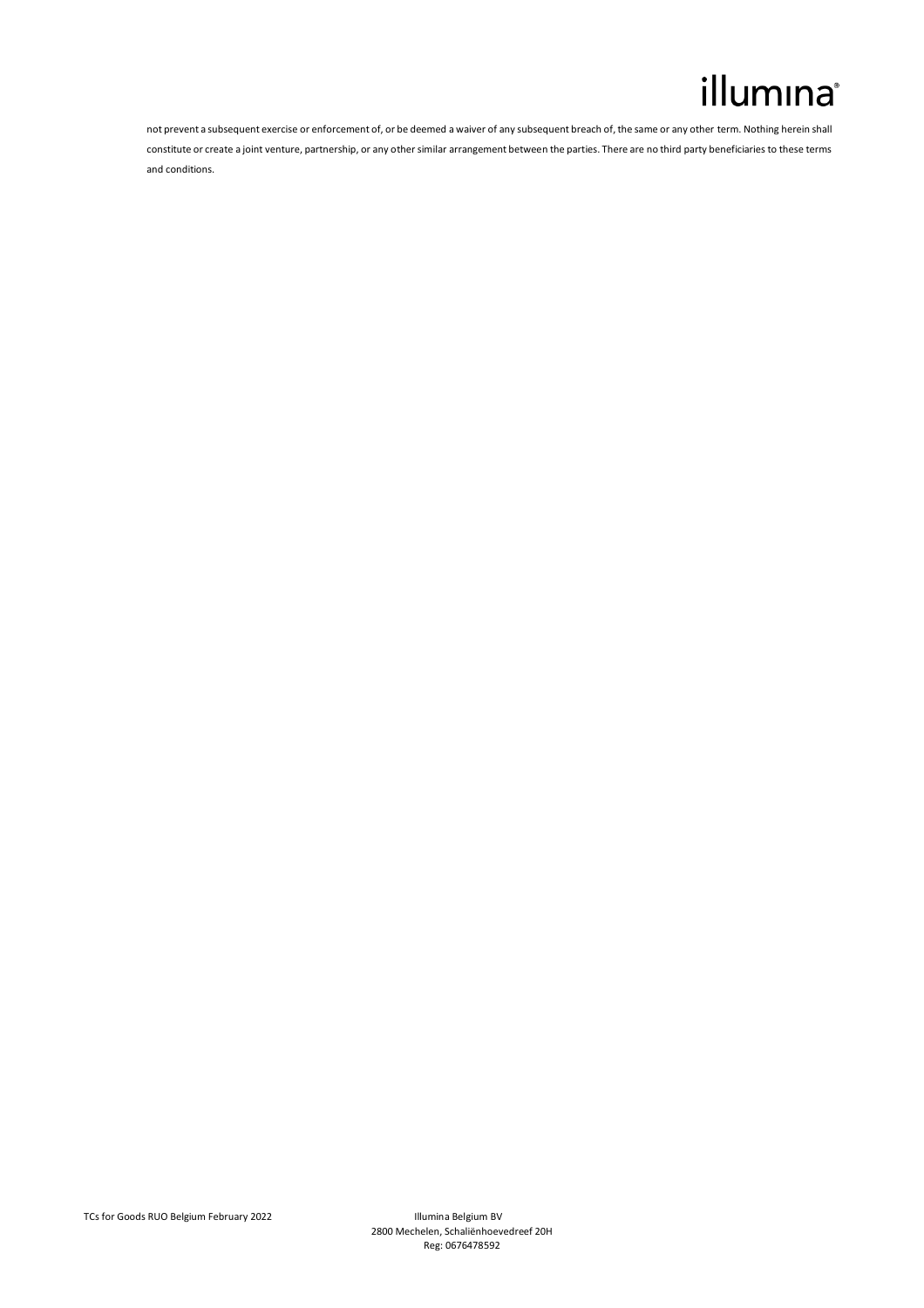not prevent a subsequent exercise or enforcement of, or be deemed a waiver of any subsequent breach of, the same or any other term. Nothing herein shall constitute or create a joint venture, partnership, or any other similar arrangement between the parties. There are no third party beneficiaries to these terms and conditions.